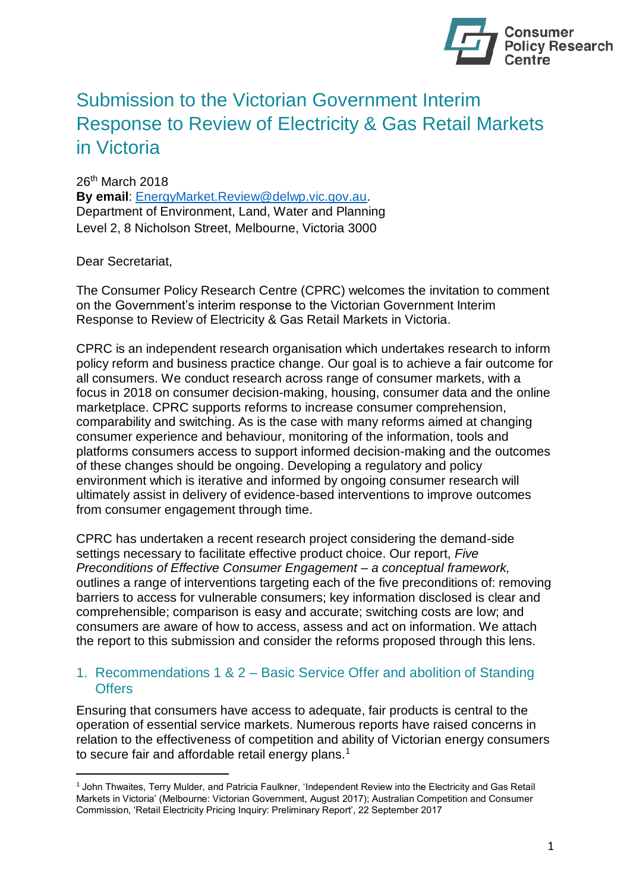# Submission to the Victorian Government Interim Response to Review of Electricity & Gas Retail Markets in Victoria

26th March 2018
**By email**: EnergyMarket.Review@delwp.vic.gov.au.
Department of Environment, Land, Water and Planning
Level 2, 8 Nicholson Street, Melbourne, Victoria 3000

Dear Secretariat,

The Consumer Policy Research Centre (CPRC) welcomes the invitation to comment on the Government's interim response to the Victorian Government Interim Response to Review of Electricity & Gas Retail Markets in Victoria.

CPRC is an independent research organisation which undertakes research to inform policy reform and business practice change. Our goal is to achieve a fair outcome for all consumers. We conduct research across range of consumer markets, with a focus in 2018 on consumer decision-making, housing, consumer data and the online marketplace. CPRC supports reforms to increase consumer comprehension, comparability and switching. As is the case with many reforms aimed at changing consumer experience and behaviour, monitoring of the information, tools and platforms consumers access to support informed decision-making and the outcomes of these changes should be ongoing. Developing a regulatory and policy environment which is iterative and informed by ongoing consumer research will ultimately assist in delivery of evidence-based interventions to improve outcomes from consumer engagement through time.

CPRC has undertaken a recent research project considering the demand-side settings necessary to facilitate effective product choice. Our report, *Five Preconditions of Effective Consumer Engagement – a conceptual framework,* outlines a range of interventions targeting each of the five preconditions of: removing barriers to access for vulnerable consumers; key information disclosed is clear and comprehensible; comparison is easy and accurate; switching costs are low; and consumers are aware of how to access, assess and act on information. We attach the report to this submission and consider the reforms proposed through this lens.

## 1. Recommendations 1 & 2 – Basic Service Offer and abolition of Standing Offers

Ensuring that consumers have access to adequate, fair products is central to the operation of essential service markets. Numerous reports have raised concerns in relation to the effectiveness of competition and ability of Victorian energy consumers to secure fair and affordable retail energy plans.[1]

[1] John Thwaites, Terry Mulder, and Patricia Faulkner, 'Independent Review into the Electricity and Gas Retail Markets in Victoria' (Melbourne: Victorian Government, August 2017); Australian Competition and Consumer Commission, 'Retail Electricity Pricing Inquiry: Preliminary Report', 22 September 2017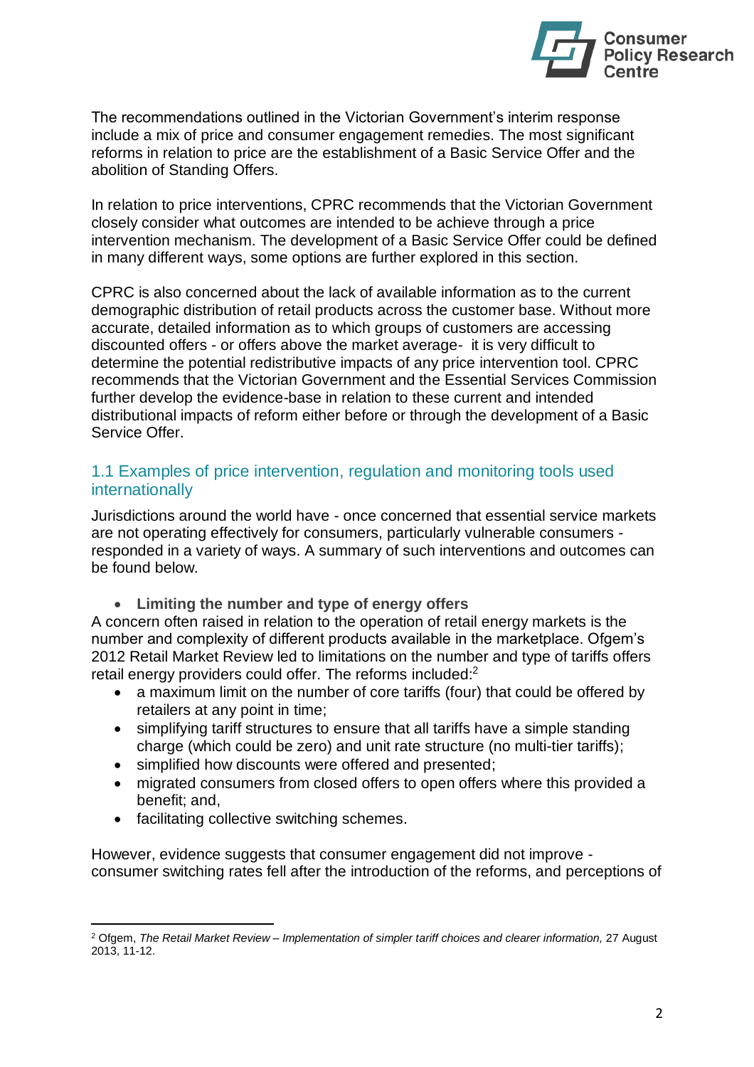The recommendations outlined in the Victorian Government's interim response include a mix of price and consumer engagement remedies. The most significant reforms in relation to price are the establishment of a Basic Service Offer and the abolition of Standing Offers.

In relation to price interventions, CPRC recommends that the Victorian Government closely consider what outcomes are intended to be achieve through a price intervention mechanism. The development of a Basic Service Offer could be defined in many different ways, some options are further explored in this section.

CPRC is also concerned about the lack of available information as to the current demographic distribution of retail products across the customer base. Without more accurate, detailed information as to which groups of customers are accessing discounted offers - or offers above the market average- it is very difficult to determine the potential redistributive impacts of any price intervention tool. CPRC recommends that the Victorian Government and the Essential Services Commission further develop the evidence-base in relation to these current and intended distributional impacts of reform either before or through the development of a Basic Service Offer.

## 1.1 Examples of price intervention, regulation and monitoring tools used internationally

Jurisdictions around the world have - once concerned that essential service markets are not operating effectively for consumers, particularly vulnerable consumers - responded in a variety of ways. A summary of such interventions and outcomes can be found below.

- **Limiting the number and type of energy offers**

A concern often raised in relation to the operation of retail energy markets is the number and complexity of different products available in the marketplace. Ofgem's 2012 Retail Market Review led to limitations on the number and type of tariffs offers retail energy providers could offer. The reforms included:[2]

- a maximum limit on the number of core tariffs (four) that could be offered by retailers at any point in time;
- simplifying tariff structures to ensure that all tariffs have a simple standing charge (which could be zero) and unit rate structure (no multi-tier tariffs);
- simplified how discounts were offered and presented;
- migrated consumers from closed offers to open offers where this provided a benefit; and,
- facilitating collective switching schemes.

However, evidence suggests that consumer engagement did not improve - consumer switching rates fell after the introduction of the reforms, and perceptions of

[2] Ofgem, *The Retail Market Review – Implementation of simpler tariff choices and clearer information,* 27 August 2013, 11-12.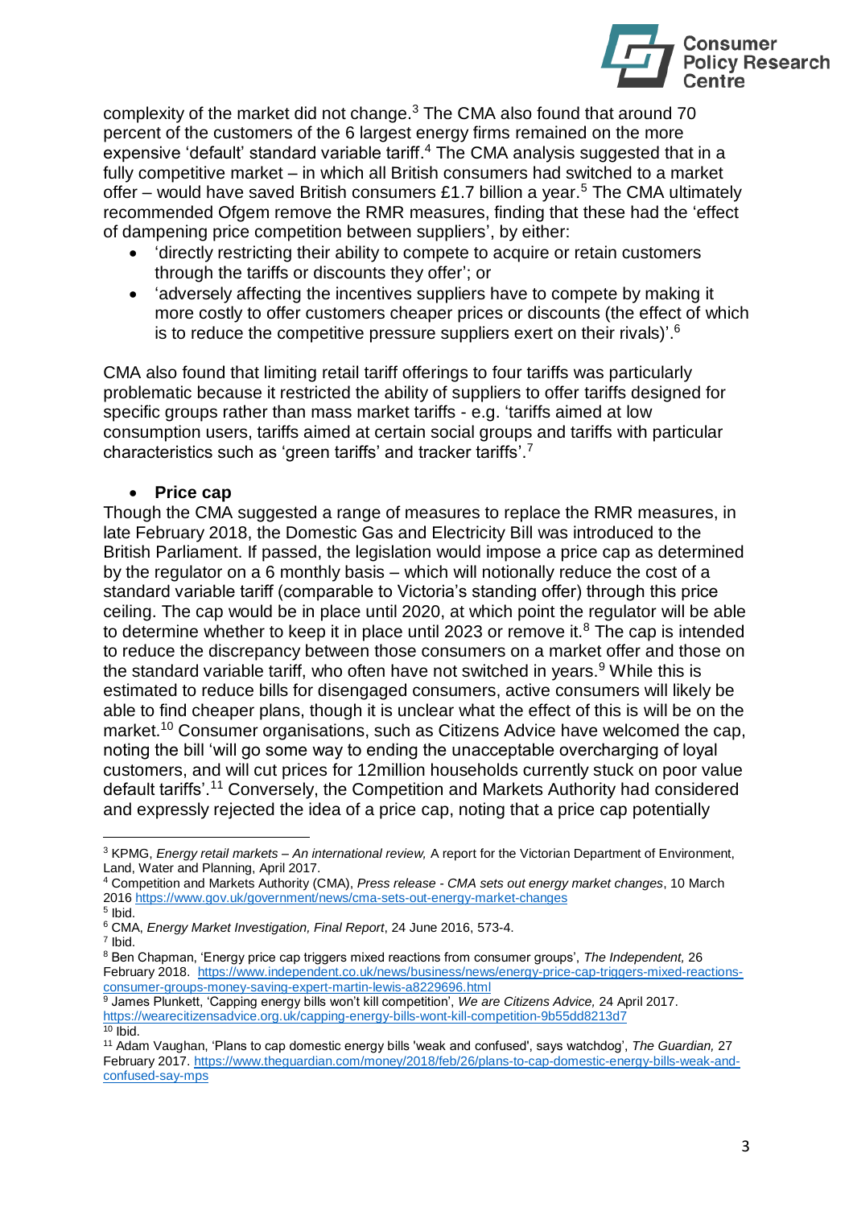complexity of the market did not change.[3] The CMA also found that around 70 percent of the customers of the 6 largest energy firms remained on the more expensive 'default' standard variable tariff.[4] The CMA analysis suggested that in a fully competitive market – in which all British consumers had switched to a market offer – would have saved British consumers £1.7 billion a year.[5] The CMA ultimately recommended Ofgem remove the RMR measures, finding that these had the 'effect of dampening price competition between suppliers', by either:

- 'directly restricting their ability to compete to acquire or retain customers through the tariffs or discounts they offer'; or
- 'adversely affecting the incentives suppliers have to compete by making it more costly to offer customers cheaper prices or discounts (the effect of which is to reduce the competitive pressure suppliers exert on their rivals)'.[6]

CMA also found that limiting retail tariff offerings to four tariffs was particularly problematic because it restricted the ability of suppliers to offer tariffs designed for specific groups rather than mass market tariffs - e.g. 'tariffs aimed at low consumption users, tariffs aimed at certain social groups and tariffs with particular characteristics such as 'green tariffs' and tracker tariffs'.[7]

- **Price cap**

Though the CMA suggested a range of measures to replace the RMR measures, in late February 2018, the Domestic Gas and Electricity Bill was introduced to the British Parliament. If passed, the legislation would impose a price cap as determined by the regulator on a 6 monthly basis – which will notionally reduce the cost of a standard variable tariff (comparable to Victoria's standing offer) through this price ceiling. The cap would be in place until 2020, at which point the regulator will be able to determine whether to keep it in place until 2023 or remove it.[8] The cap is intended to reduce the discrepancy between those consumers on a market offer and those on the standard variable tariff, who often have not switched in years.[9] While this is estimated to reduce bills for disengaged consumers, active consumers will likely be able to find cheaper plans, though it is unclear what the effect of this is will be on the market.[10] Consumer organisations, such as Citizens Advice have welcomed the cap, noting the bill 'will go some way to ending the unacceptable overcharging of loyal customers, and will cut prices for 12million households currently stuck on poor value default tariffs'.[11] Conversely, the Competition and Markets Authority had considered and expressly rejected the idea of a price cap, noting that a price cap potentially

---

[3] KPMG, *Energy retail markets – An international review,* A report for the Victorian Department of Environment, Land, Water and Planning, April 2017.

[4] Competition and Markets Authority (CMA), *Press release - CMA sets out energy market changes*, 10 March 2016 https://www.gov.uk/government/news/cma-sets-out-energy-market-changes

[5] Ibid.

[6] CMA, *Energy Market Investigation, Final Report*, 24 June 2016, 573-4.

[7] Ibid.

[8] Ben Chapman, 'Energy price cap triggers mixed reactions from consumer groups', *The Independent,* 26 February 2018. https://www.independent.co.uk/news/business/news/energy-price-cap-triggers-mixed-reactions-consumer-groups-money-saving-expert-martin-lewis-a8229696.html

[9] James Plunkett, 'Capping energy bills won't kill competition', *We are Citizens Advice,* 24 April 2017. https://wearecitizensadvice.org.uk/capping-energy-bills-wont-kill-competition-9b55dd8213d7

[10] Ibid.

[11] Adam Vaughan, 'Plans to cap domestic energy bills 'weak and confused', says watchdog', *The Guardian,* 27 February 2017. https://www.theguardian.com/money/2018/feb/26/plans-to-cap-domestic-energy-bills-weak-and-confused-say-mps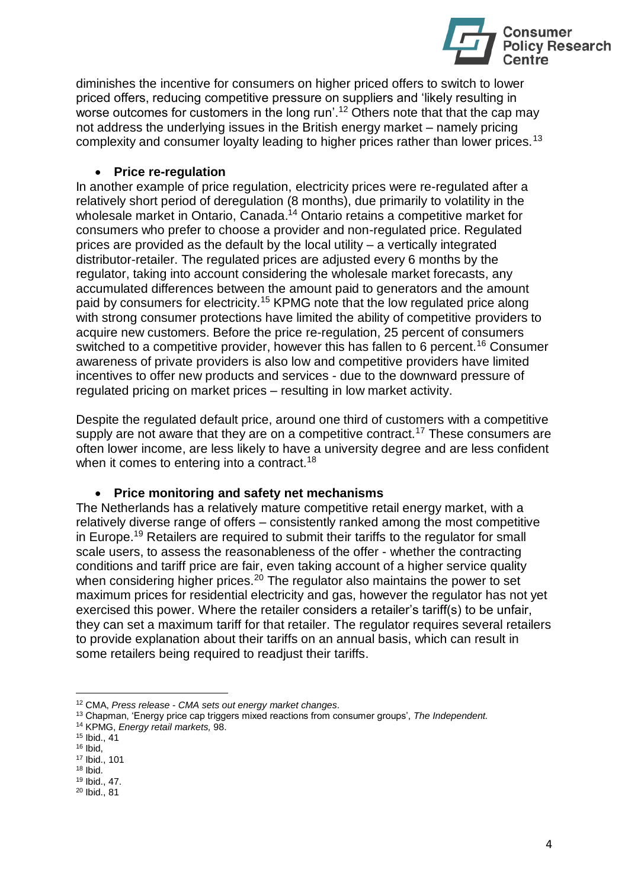diminishes the incentive for consumers on higher priced offers to switch to lower priced offers, reducing competitive pressure on suppliers and 'likely resulting in worse outcomes for customers in the long run'.[12] Others note that that the cap may not address the underlying issues in the British energy market – namely pricing complexity and consumer loyalty leading to higher prices rather than lower prices.[13]

- **Price re-regulation**

In another example of price regulation, electricity prices were re-regulated after a relatively short period of deregulation (8 months), due primarily to volatility in the wholesale market in Ontario, Canada.[14] Ontario retains a competitive market for consumers who prefer to choose a provider and non-regulated price. Regulated prices are provided as the default by the local utility – a vertically integrated distributor-retailer. The regulated prices are adjusted every 6 months by the regulator, taking into account considering the wholesale market forecasts, any accumulated differences between the amount paid to generators and the amount paid by consumers for electricity.[15] KPMG note that the low regulated price along with strong consumer protections have limited the ability of competitive providers to acquire new customers. Before the price re-regulation, 25 percent of consumers switched to a competitive provider, however this has fallen to 6 percent.[16] Consumer awareness of private providers is also low and competitive providers have limited incentives to offer new products and services - due to the downward pressure of regulated pricing on market prices – resulting in low market activity.

Despite the regulated default price, around one third of customers with a competitive supply are not aware that they are on a competitive contract.[17] These consumers are often lower income, are less likely to have a university degree and are less confident when it comes to entering into a contract.[18]

- **Price monitoring and safety net mechanisms**

The Netherlands has a relatively mature competitive retail energy market, with a relatively diverse range of offers – consistently ranked among the most competitive in Europe.[19] Retailers are required to submit their tariffs to the regulator for small scale users, to assess the reasonableness of the offer - whether the contracting conditions and tariff price are fair, even taking account of a higher service quality when considering higher prices.[20] The regulator also maintains the power to set maximum prices for residential electricity and gas, however the regulator has not yet exercised this power. Where the retailer considers a retailer's tariff(s) to be unfair, they can set a maximum tariff for that retailer. The regulator requires several retailers to provide explanation about their tariffs on an annual basis, which can result in some retailers being required to readjust their tariffs.

---

[12] CMA, *Press release - CMA sets out energy market changes*.

[13] Chapman, 'Energy price cap triggers mixed reactions from consumer groups', *The Independent.*

[14] KPMG, *Energy retail markets,* 98.

[15] Ibid., 41

[16] Ibid,

[17] Ibid., 101

[18] Ibid.

[19] Ibid., 47.

[20] Ibid., 81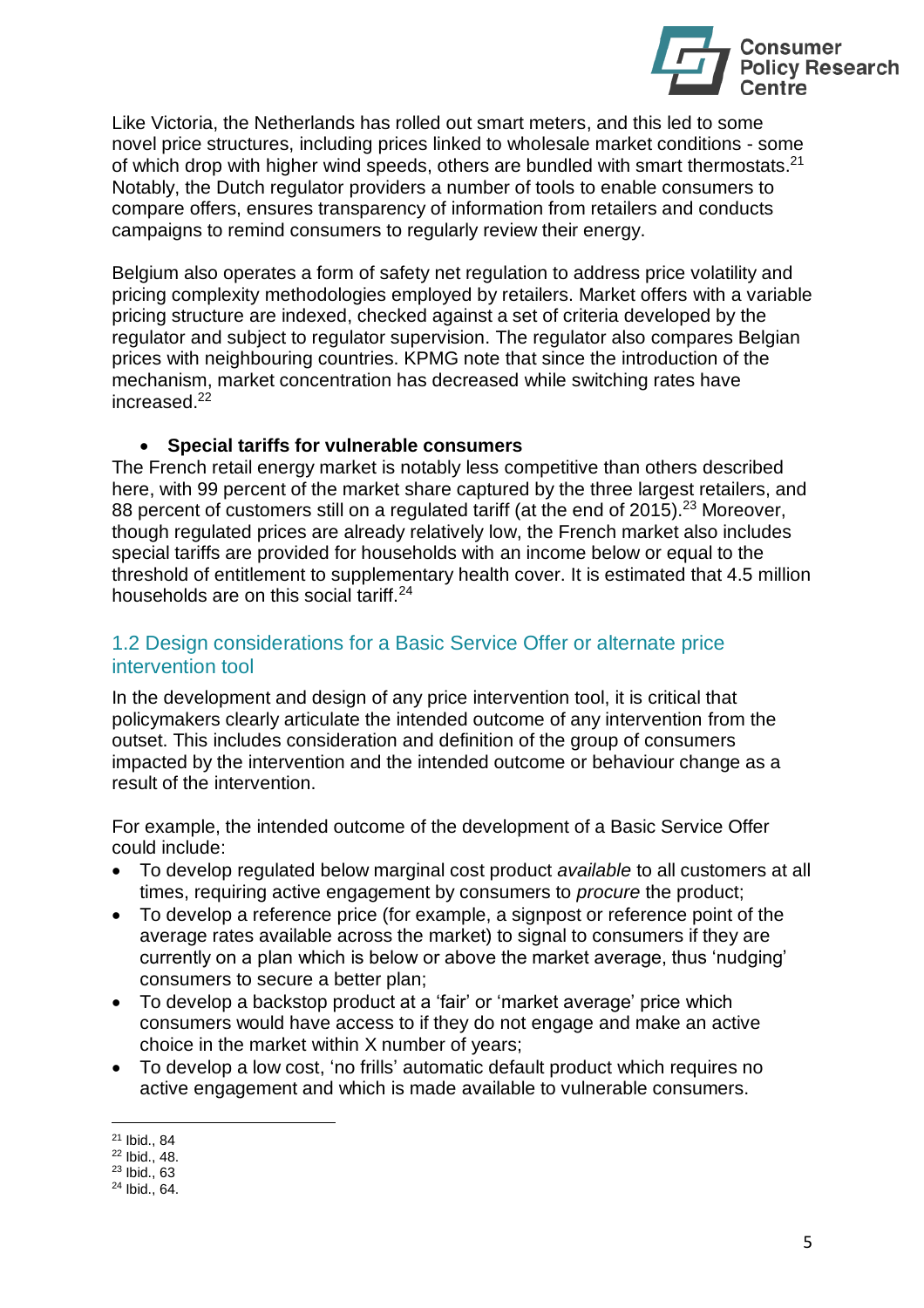Like Victoria, the Netherlands has rolled out smart meters, and this led to some novel price structures, including prices linked to wholesale market conditions - some of which drop with higher wind speeds, others are bundled with smart thermostats.[21] Notably, the Dutch regulator providers a number of tools to enable consumers to compare offers, ensures transparency of information from retailers and conducts campaigns to remind consumers to regularly review their energy.

Belgium also operates a form of safety net regulation to address price volatility and pricing complexity methodologies employed by retailers. Market offers with a variable pricing structure are indexed, checked against a set of criteria developed by the regulator and subject to regulator supervision. The regulator also compares Belgian prices with neighbouring countries. KPMG note that since the introduction of the mechanism, market concentration has decreased while switching rates have increased.[22]

- **Special tariffs for vulnerable consumers**

The French retail energy market is notably less competitive than others described here, with 99 percent of the market share captured by the three largest retailers, and 88 percent of customers still on a regulated tariff (at the end of 2015).[23] Moreover, though regulated prices are already relatively low, the French market also includes special tariffs are provided for households with an income below or equal to the threshold of entitlement to supplementary health cover. It is estimated that 4.5 million households are on this social tariff.[24]

## 1.2 Design considerations for a Basic Service Offer or alternate price intervention tool

In the development and design of any price intervention tool, it is critical that policymakers clearly articulate the intended outcome of any intervention from the outset. This includes consideration and definition of the group of consumers impacted by the intervention and the intended outcome or behaviour change as a result of the intervention.

For example, the intended outcome of the development of a Basic Service Offer could include:

- To develop regulated below marginal cost product *available* to all customers at all times, requiring active engagement by consumers to *procure* the product;
- To develop a reference price (for example, a signpost or reference point of the average rates available across the market) to signal to consumers if they are currently on a plan which is below or above the market average, thus 'nudging' consumers to secure a better plan;
- To develop a backstop product at a 'fair' or 'market average' price which consumers would have access to if they do not engage and make an active choice in the market within X number of years;
- To develop a low cost, 'no frills' automatic default product which requires no active engagement and which is made available to vulnerable consumers.

---

[21] Ibid., 84

[22] Ibid., 48.

[23] Ibid., 63

[24] Ibid., 64.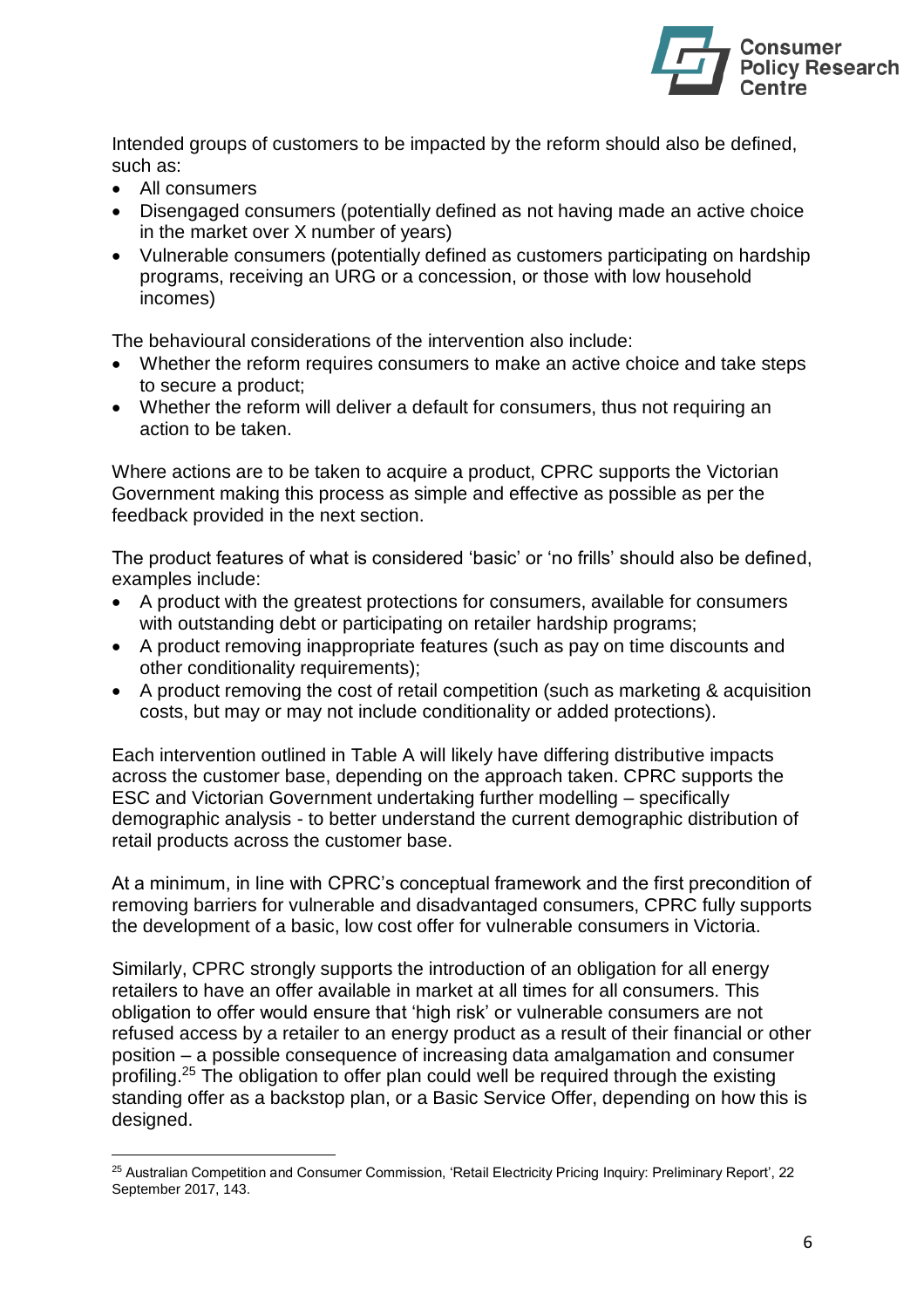Intended groups of customers to be impacted by the reform should also be defined, such as:

- All consumers
- Disengaged consumers (potentially defined as not having made an active choice in the market over X number of years)
- Vulnerable consumers (potentially defined as customers participating on hardship programs, receiving an URG or a concession, or those with low household incomes)

The behavioural considerations of the intervention also include:

- Whether the reform requires consumers to make an active choice and take steps to secure a product;
- Whether the reform will deliver a default for consumers, thus not requiring an action to be taken.

Where actions are to be taken to acquire a product, CPRC supports the Victorian Government making this process as simple and effective as possible as per the feedback provided in the next section.

The product features of what is considered 'basic' or 'no frills' should also be defined, examples include:

- A product with the greatest protections for consumers, available for consumers with outstanding debt or participating on retailer hardship programs;
- A product removing inappropriate features (such as pay on time discounts and other conditionality requirements);
- A product removing the cost of retail competition (such as marketing & acquisition costs, but may or may not include conditionality or added protections).

Each intervention outlined in Table A will likely have differing distributive impacts across the customer base, depending on the approach taken. CPRC supports the ESC and Victorian Government undertaking further modelling – specifically demographic analysis - to better understand the current demographic distribution of retail products across the customer base.

At a minimum, in line with CPRC's conceptual framework and the first precondition of removing barriers for vulnerable and disadvantaged consumers, CPRC fully supports the development of a basic, low cost offer for vulnerable consumers in Victoria.

Similarly, CPRC strongly supports the introduction of an obligation for all energy retailers to have an offer available in market at all times for all consumers. This obligation to offer would ensure that 'high risk' or vulnerable consumers are not refused access by a retailer to an energy product as a result of their financial or other position – a possible consequence of increasing data amalgamation and consumer profiling.[25] The obligation to offer plan could well be required through the existing standing offer as a backstop plan, or a Basic Service Offer, depending on how this is designed.

[25] Australian Competition and Consumer Commission, 'Retail Electricity Pricing Inquiry: Preliminary Report', 22 September 2017, 143.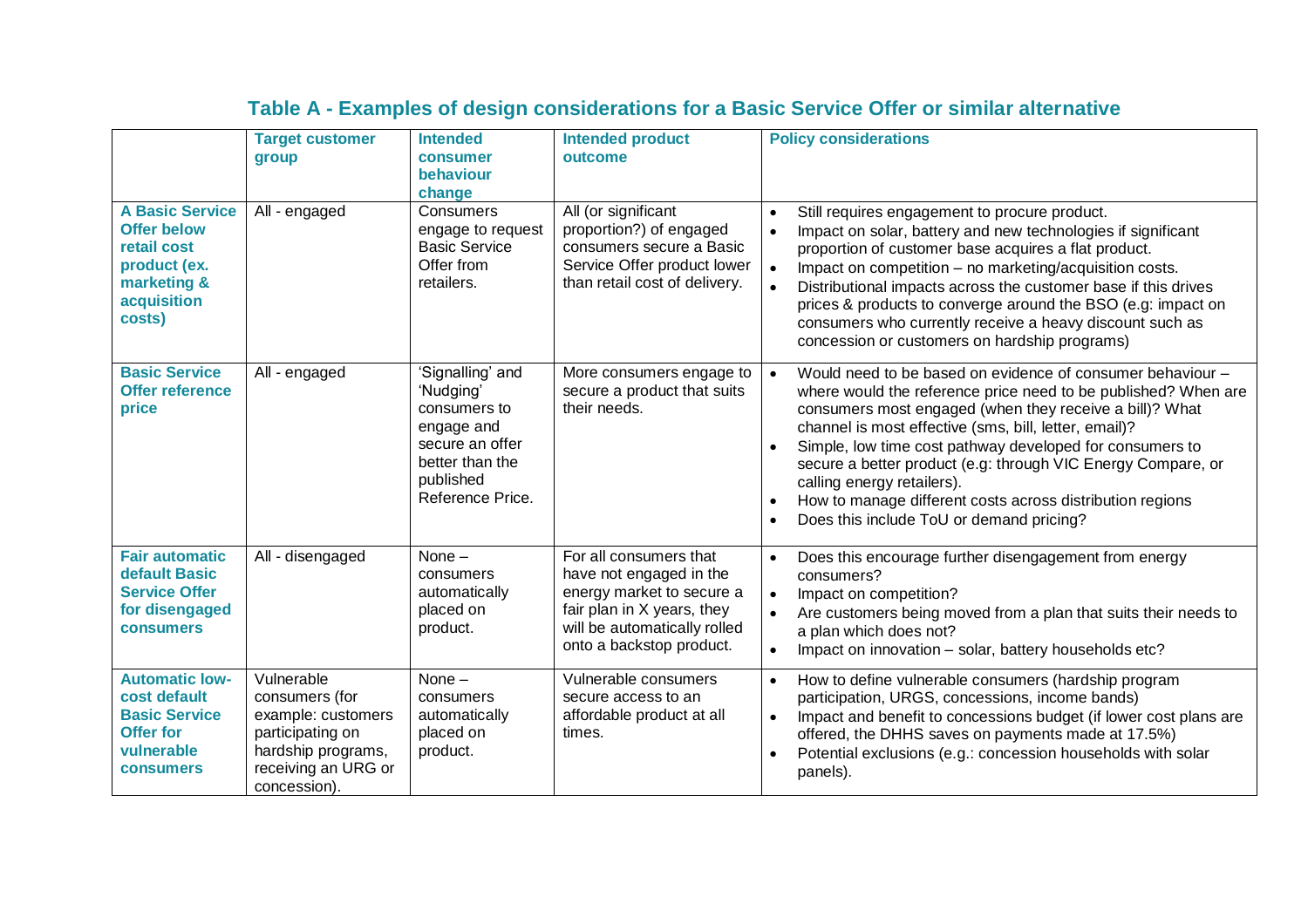## Table A - Examples of design considerations for a Basic Service Offer or similar alternative

| | Target customer group | Intended consumer behaviour change | Intended product outcome | Policy considerations |
|---|---|---|---|---|
| **A Basic Service Offer below retail cost product (ex. marketing & acquisition costs)** | All - engaged | Consumers engage to request Basic Service Offer from retailers. | All (or significant proportion?) of engaged consumers secure a Basic Service Offer product lower than retail cost of delivery. | • Still requires engagement to procure product.<br>• Impact on solar, battery and new technologies if significant proportion of customer base acquires a flat product.<br>• Impact on competition – no marketing/acquisition costs.<br>• Distributional impacts across the customer base if this drives prices & products to converge around the BSO (e.g: impact on consumers who currently receive a heavy discount such as concession or customers on hardship programs) |
| **Basic Service Offer reference price** | All - engaged | 'Signalling' and 'Nudging' consumers to engage and secure an offer better than the published Reference Price. | More consumers engage to secure a product that suits their needs. | • Would need to be based on evidence of consumer behaviour – where would the reference price need to be published? When are consumers most engaged (when they receive a bill)? What channel is most effective (sms, bill, letter, email)?<br>• Simple, low time cost pathway developed for consumers to secure a better product (e.g: through VIC Energy Compare, or calling energy retailers).<br>• How to manage different costs across distribution regions<br>• Does this include ToU or demand pricing? |
| **Fair automatic default Basic Service Offer for disengaged consumers** | All - disengaged | None – consumers automatically placed on product. | For all consumers that have not engaged in the energy market to secure a fair plan in X years, they will be automatically rolled onto a backstop product. | • Does this encourage further disengagement from energy consumers?<br>• Impact on competition?<br>• Are customers being moved from a plan that suits their needs to a plan which does not?<br>• Impact on innovation – solar, battery households etc? |
| **Automatic low-cost default Basic Service Offer for vulnerable consumers** | Vulnerable consumers (for example: customers participating on hardship programs, receiving an URG or concession). | None – consumers automatically placed on product. | Vulnerable consumers secure access to an affordable product at all times. | • How to define vulnerable consumers (hardship program participation, URGS, concessions, income bands)<br>• Impact and benefit to concessions budget (if lower cost plans are offered, the DHHS saves on payments made at 17.5%)<br>• Potential exclusions (e.g.: concession households with solar panels). |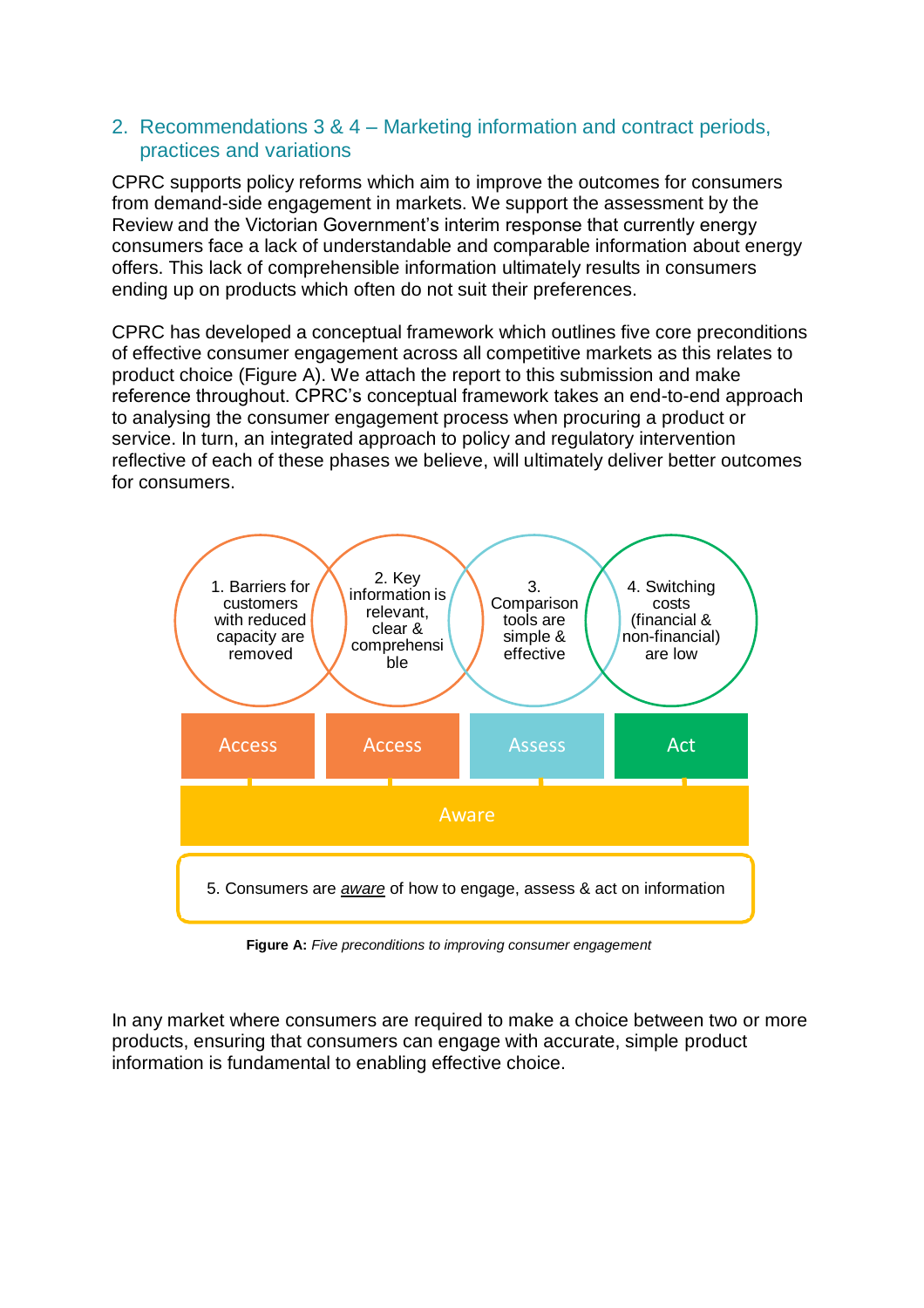## 2. Recommendations 3 & 4 – Marketing information and contract periods, practices and variations

CPRC supports policy reforms which aim to improve the outcomes for consumers from demand-side engagement in markets. We support the assessment by the Review and the Victorian Government's interim response that currently energy consumers face a lack of understandable and comparable information about energy offers. This lack of comprehensible information ultimately results in consumers ending up on products which often do not suit their preferences.

CPRC has developed a conceptual framework which outlines five core preconditions of effective consumer engagement across all competitive markets as this relates to product choice (Figure A). We attach the report to this submission and make reference throughout. CPRC's conceptual framework takes an end-to-end approach to analysing the consumer engagement process when procuring a product or service. In turn, an integrated approach to policy and regulatory intervention reflective of each of these phases we believe, will ultimately deliver better outcomes for consumers.

1. Barriers for customers with reduced capacity are removed — Access
2. Key information is relevant, clear & comprehensible — Access
3. Comparison tools are simple & effective — Assess
4. Switching costs (financial & non-financial) are low — Act

Aware

5. Consumers are _aware_ of how to engage, assess & act on information

**Figure A:** *Five preconditions to improving consumer engagement*

In any market where consumers are required to make a choice between two or more products, ensuring that consumers can engage with accurate, simple product information is fundamental to enabling effective choice.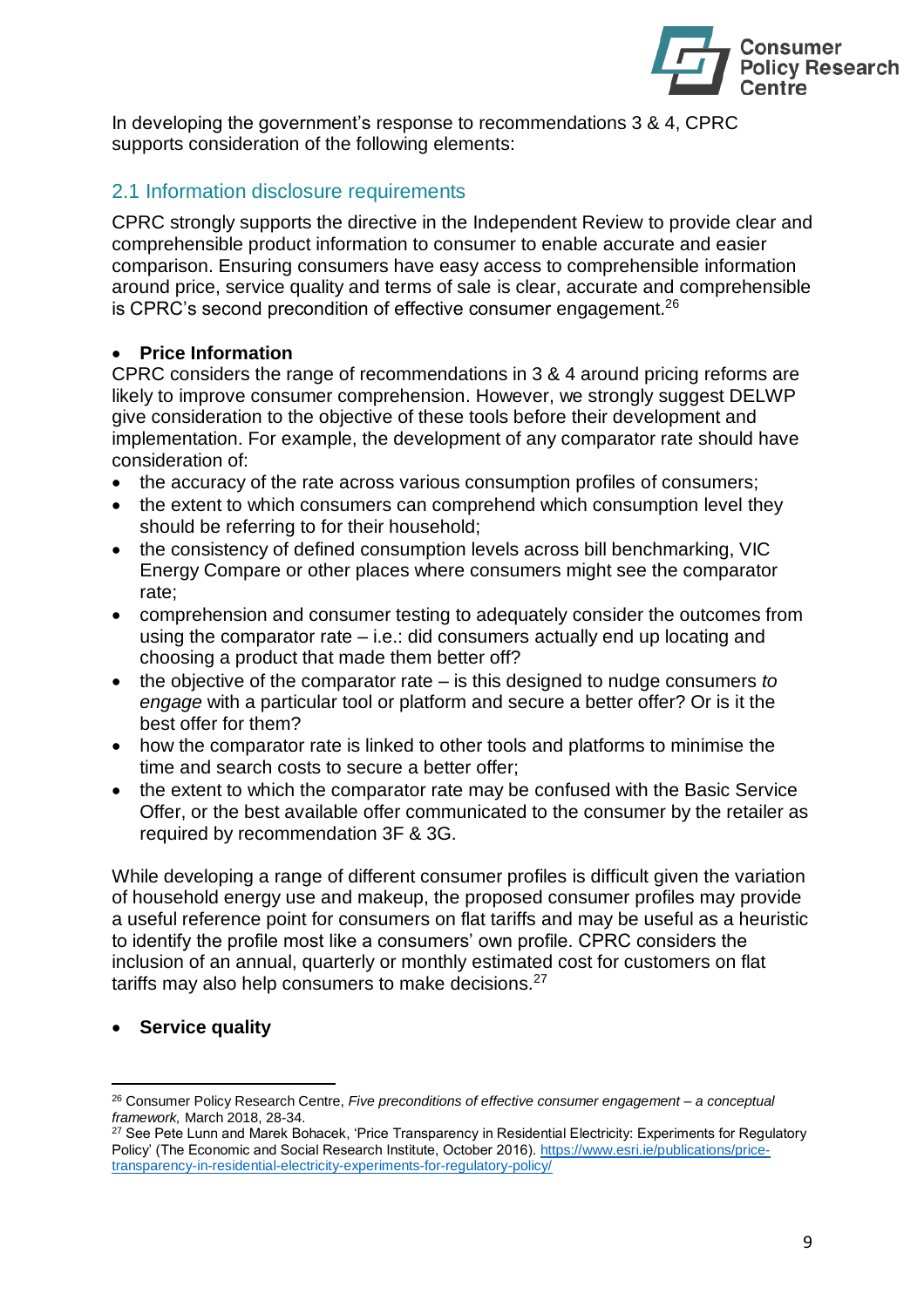In developing the government's response to recommendations 3 & 4, CPRC supports consideration of the following elements:

## 2.1 Information disclosure requirements

CPRC strongly supports the directive in the Independent Review to provide clear and comprehensible product information to consumer to enable accurate and easier comparison. Ensuring consumers have easy access to comprehensible information around price, service quality and terms of sale is clear, accurate and comprehensible is CPRC's second precondition of effective consumer engagement.[26]

- **Price Information**

CPRC considers the range of recommendations in 3 & 4 around pricing reforms are likely to improve consumer comprehension. However, we strongly suggest DELWP give consideration to the objective of these tools before their development and implementation. For example, the development of any comparator rate should have consideration of:

- the accuracy of the rate across various consumption profiles of consumers;
- the extent to which consumers can comprehend which consumption level they should be referring to for their household;
- the consistency of defined consumption levels across bill benchmarking, VIC Energy Compare or other places where consumers might see the comparator rate;
- comprehension and consumer testing to adequately consider the outcomes from using the comparator rate – i.e.: did consumers actually end up locating and choosing a product that made them better off?
- the objective of the comparator rate – is this designed to nudge consumers *to engage* with a particular tool or platform and secure a better offer? Or is it the best offer for them?
- how the comparator rate is linked to other tools and platforms to minimise the time and search costs to secure a better offer;
- the extent to which the comparator rate may be confused with the Basic Service Offer, or the best available offer communicated to the consumer by the retailer as required by recommendation 3F & 3G.

While developing a range of different consumer profiles is difficult given the variation of household energy use and makeup, the proposed consumer profiles may provide a useful reference point for consumers on flat tariffs and may be useful as a heuristic to identify the profile most like a consumers' own profile. CPRC considers the inclusion of an annual, quarterly or monthly estimated cost for customers on flat tariffs may also help consumers to make decisions.[27]

- **Service quality**

---

[26] Consumer Policy Research Centre, *Five preconditions of effective consumer engagement – a conceptual framework,* March 2018, 28-34.

[27] See Pete Lunn and Marek Bohacek, 'Price Transparency in Residential Electricity: Experiments for Regulatory Policy' (The Economic and Social Research Institute, October 2016). https://www.esri.ie/publications/price-transparency-in-residential-electricity-experiments-for-regulatory-policy/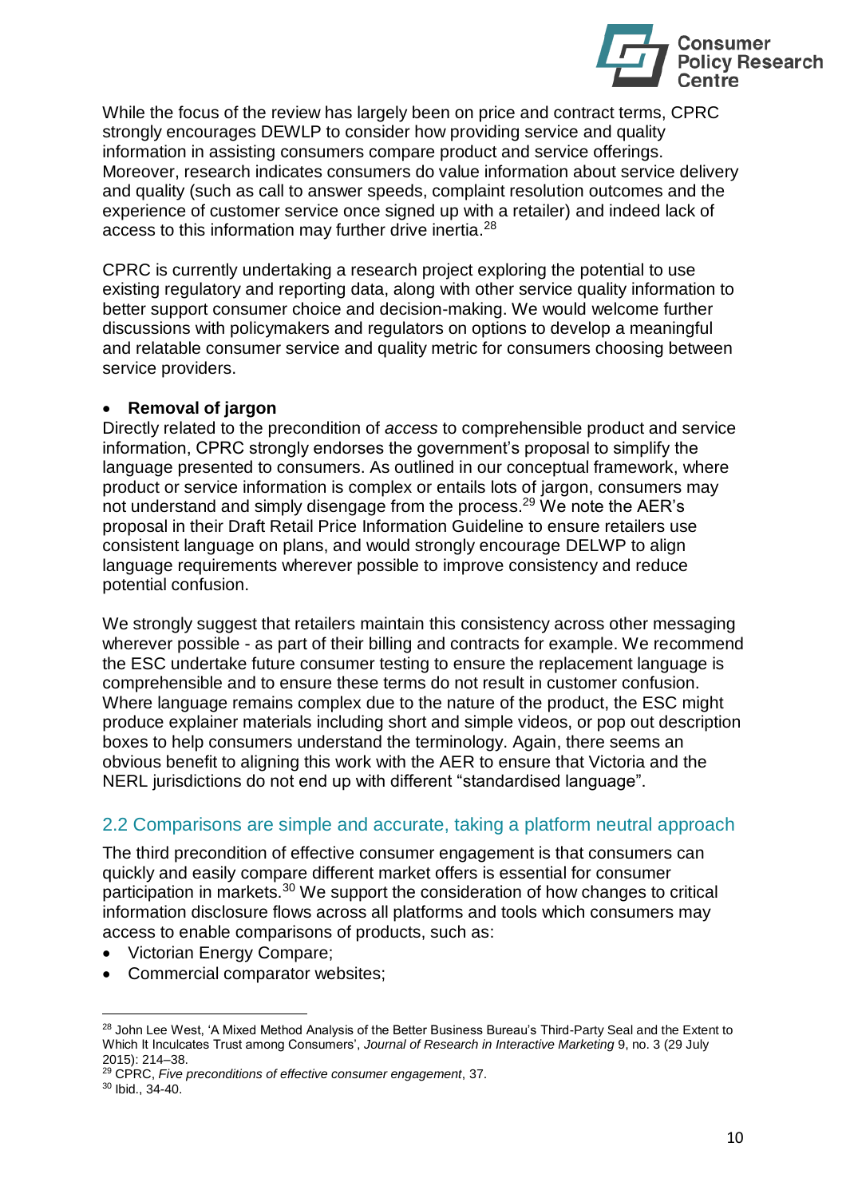While the focus of the review has largely been on price and contract terms, CPRC strongly encourages DEWLP to consider how providing service and quality information in assisting consumers compare product and service offerings. Moreover, research indicates consumers do value information about service delivery and quality (such as call to answer speeds, complaint resolution outcomes and the experience of customer service once signed up with a retailer) and indeed lack of access to this information may further drive inertia.[28]

CPRC is currently undertaking a research project exploring the potential to use existing regulatory and reporting data, along with other service quality information to better support consumer choice and decision-making. We would welcome further discussions with policymakers and regulators on options to develop a meaningful and relatable consumer service and quality metric for consumers choosing between service providers.

- **Removal of jargon**

Directly related to the precondition of *access* to comprehensible product and service information, CPRC strongly endorses the government's proposal to simplify the language presented to consumers. As outlined in our conceptual framework, where product or service information is complex or entails lots of jargon, consumers may not understand and simply disengage from the process.[29] We note the AER's proposal in their Draft Retail Price Information Guideline to ensure retailers use consistent language on plans, and would strongly encourage DELWP to align language requirements wherever possible to improve consistency and reduce potential confusion.

We strongly suggest that retailers maintain this consistency across other messaging wherever possible - as part of their billing and contracts for example. We recommend the ESC undertake future consumer testing to ensure the replacement language is comprehensible and to ensure these terms do not result in customer confusion. Where language remains complex due to the nature of the product, the ESC might produce explainer materials including short and simple videos, or pop out description boxes to help consumers understand the terminology. Again, there seems an obvious benefit to aligning this work with the AER to ensure that Victoria and the NERL jurisdictions do not end up with different "standardised language".

## 2.2 Comparisons are simple and accurate, taking a platform neutral approach

The third precondition of effective consumer engagement is that consumers can quickly and easily compare different market offers is essential for consumer participation in markets.[30] We support the consideration of how changes to critical information disclosure flows across all platforms and tools which consumers may access to enable comparisons of products, such as:

- Victorian Energy Compare;
- Commercial comparator websites;

---

[28] John Lee West, 'A Mixed Method Analysis of the Better Business Bureau's Third-Party Seal and the Extent to Which It Inculcates Trust among Consumers', *Journal of Research in Interactive Marketing* 9, no. 3 (29 July 2015): 214–38.

[29] CPRC, *Five preconditions of effective consumer engagement*, 37.

[30] Ibid., 34-40.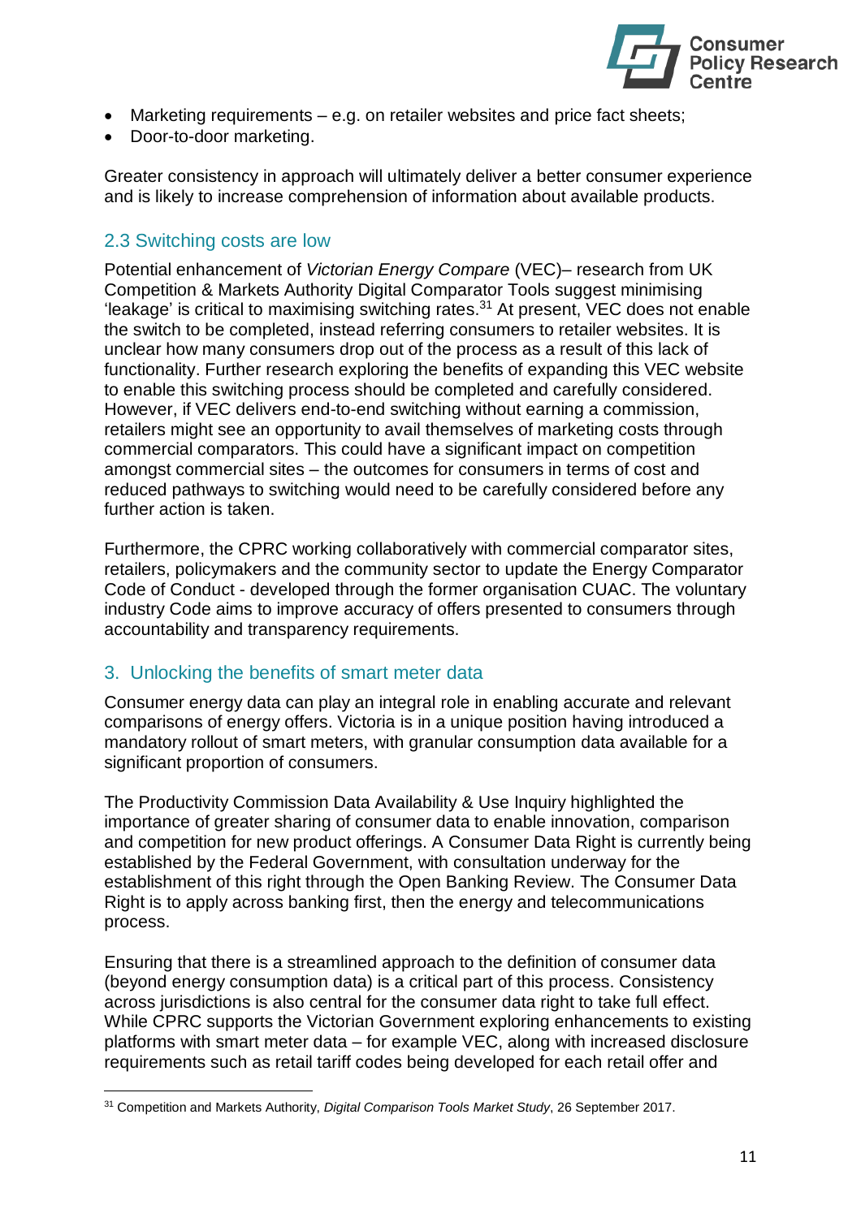- Marketing requirements – e.g. on retailer websites and price fact sheets;
- Door-to-door marketing.

Greater consistency in approach will ultimately deliver a better consumer experience and is likely to increase comprehension of information about available products.

## 2.3 Switching costs are low

Potential enhancement of *Victorian Energy Compare* (VEC)– research from UK Competition & Markets Authority Digital Comparator Tools suggest minimising 'leakage' is critical to maximising switching rates.[31] At present, VEC does not enable the switch to be completed, instead referring consumers to retailer websites. It is unclear how many consumers drop out of the process as a result of this lack of functionality. Further research exploring the benefits of expanding this VEC website to enable this switching process should be completed and carefully considered. However, if VEC delivers end-to-end switching without earning a commission, retailers might see an opportunity to avail themselves of marketing costs through commercial comparators. This could have a significant impact on competition amongst commercial sites – the outcomes for consumers in terms of cost and reduced pathways to switching would need to be carefully considered before any further action is taken.

Furthermore, the CPRC working collaboratively with commercial comparator sites, retailers, policymakers and the community sector to update the Energy Comparator Code of Conduct - developed through the former organisation CUAC. The voluntary industry Code aims to improve accuracy of offers presented to consumers through accountability and transparency requirements.

## 3. Unlocking the benefits of smart meter data

Consumer energy data can play an integral role in enabling accurate and relevant comparisons of energy offers. Victoria is in a unique position having introduced a mandatory rollout of smart meters, with granular consumption data available for a significant proportion of consumers.

The Productivity Commission Data Availability & Use Inquiry highlighted the importance of greater sharing of consumer data to enable innovation, comparison and competition for new product offerings. A Consumer Data Right is currently being established by the Federal Government, with consultation underway for the establishment of this right through the Open Banking Review. The Consumer Data Right is to apply across banking first, then the energy and telecommunications process.

Ensuring that there is a streamlined approach to the definition of consumer data (beyond energy consumption data) is a critical part of this process. Consistency across jurisdictions is also central for the consumer data right to take full effect. While CPRC supports the Victorian Government exploring enhancements to existing platforms with smart meter data – for example VEC, along with increased disclosure requirements such as retail tariff codes being developed for each retail offer and

[31] Competition and Markets Authority, *Digital Comparison Tools Market Study*, 26 September 2017.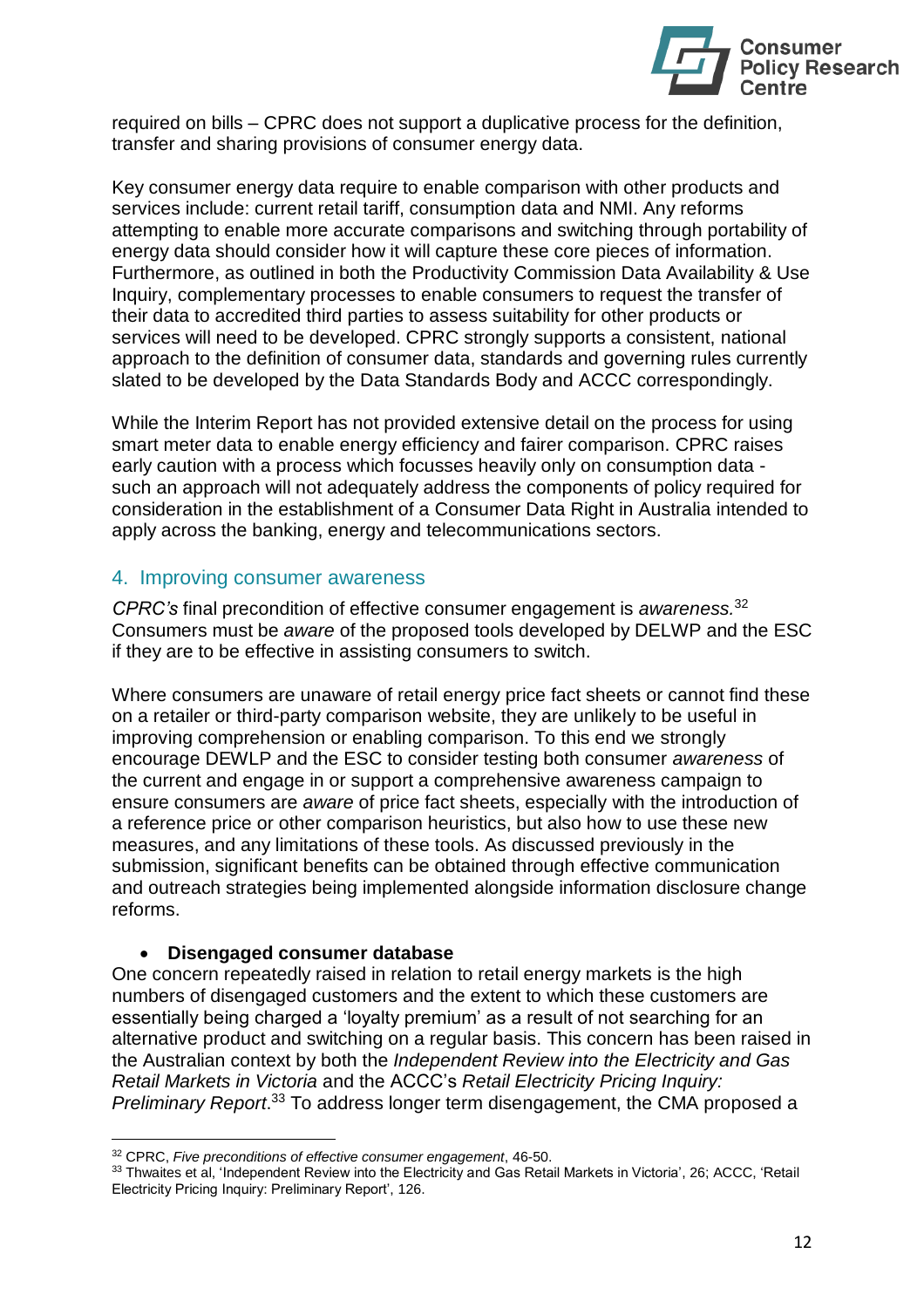required on bills – CPRC does not support a duplicative process for the definition, transfer and sharing provisions of consumer energy data.

Key consumer energy data require to enable comparison with other products and services include: current retail tariff, consumption data and NMI. Any reforms attempting to enable more accurate comparisons and switching through portability of energy data should consider how it will capture these core pieces of information. Furthermore, as outlined in both the Productivity Commission Data Availability & Use Inquiry, complementary processes to enable consumers to request the transfer of their data to accredited third parties to assess suitability for other products or services will need to be developed. CPRC strongly supports a consistent, national approach to the definition of consumer data, standards and governing rules currently slated to be developed by the Data Standards Body and ACCC correspondingly.

While the Interim Report has not provided extensive detail on the process for using smart meter data to enable energy efficiency and fairer comparison. CPRC raises early caution with a process which focusses heavily only on consumption data - such an approach will not adequately address the components of policy required for consideration in the establishment of a Consumer Data Right in Australia intended to apply across the banking, energy and telecommunications sectors.

## 4. Improving consumer awareness

*CPRC's* final precondition of effective consumer engagement is *awareness.*[32] Consumers must be *aware* of the proposed tools developed by DELWP and the ESC if they are to be effective in assisting consumers to switch.

Where consumers are unaware of retail energy price fact sheets or cannot find these on a retailer or third-party comparison website, they are unlikely to be useful in improving comprehension or enabling comparison. To this end we strongly encourage DEWLP and the ESC to consider testing both consumer *awareness* of the current and engage in or support a comprehensive awareness campaign to ensure consumers are *aware* of price fact sheets, especially with the introduction of a reference price or other comparison heuristics, but also how to use these new measures, and any limitations of these tools. As discussed previously in the submission, significant benefits can be obtained through effective communication and outreach strategies being implemented alongside information disclosure change reforms.

- **Disengaged consumer database**

One concern repeatedly raised in relation to retail energy markets is the high numbers of disengaged customers and the extent to which these customers are essentially being charged a 'loyalty premium' as a result of not searching for an alternative product and switching on a regular basis. This concern has been raised in the Australian context by both the *Independent Review into the Electricity and Gas Retail Markets in Victoria* and the ACCC's *Retail Electricity Pricing Inquiry: Preliminary Report*.[33] To address longer term disengagement, the CMA proposed a

---

[32] CPRC, *Five preconditions of effective consumer engagement*, 46-50.

[33] Thwaites et al, 'Independent Review into the Electricity and Gas Retail Markets in Victoria', 26; ACCC, 'Retail Electricity Pricing Inquiry: Preliminary Report', 126.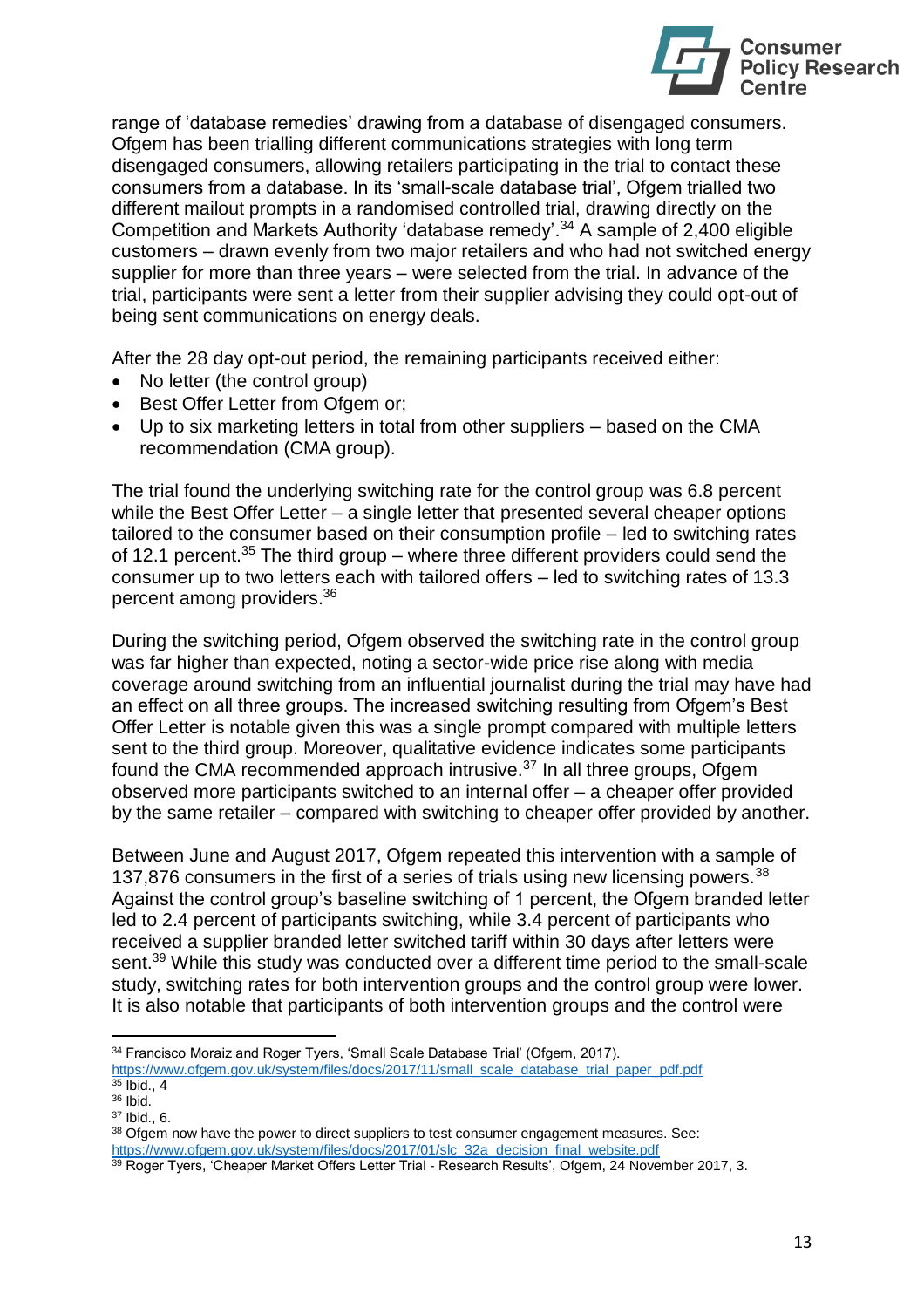range of 'database remedies' drawing from a database of disengaged consumers. Ofgem has been trialling different communications strategies with long term disengaged consumers, allowing retailers participating in the trial to contact these consumers from a database. In its 'small-scale database trial', Ofgem trialled two different mailout prompts in a randomised controlled trial, drawing directly on the Competition and Markets Authority 'database remedy'.[34] A sample of 2,400 eligible customers – drawn evenly from two major retailers and who had not switched energy supplier for more than three years – were selected from the trial. In advance of the trial, participants were sent a letter from their supplier advising they could opt-out of being sent communications on energy deals.

After the 28 day opt-out period, the remaining participants received either:

- No letter (the control group)
- Best Offer Letter from Ofgem or;
- Up to six marketing letters in total from other suppliers – based on the CMA recommendation (CMA group).

The trial found the underlying switching rate for the control group was 6.8 percent while the Best Offer Letter – a single letter that presented several cheaper options tailored to the consumer based on their consumption profile – led to switching rates of 12.1 percent.[35] The third group – where three different providers could send the consumer up to two letters each with tailored offers – led to switching rates of 13.3 percent among providers.[36]

During the switching period, Ofgem observed the switching rate in the control group was far higher than expected, noting a sector-wide price rise along with media coverage around switching from an influential journalist during the trial may have had an effect on all three groups. The increased switching resulting from Ofgem's Best Offer Letter is notable given this was a single prompt compared with multiple letters sent to the third group. Moreover, qualitative evidence indicates some participants found the CMA recommended approach intrusive.[37] In all three groups, Ofgem observed more participants switched to an internal offer – a cheaper offer provided by the same retailer – compared with switching to cheaper offer provided by another.

Between June and August 2017, Ofgem repeated this intervention with a sample of 137,876 consumers in the first of a series of trials using new licensing powers.[38] Against the control group's baseline switching of 1 percent, the Ofgem branded letter led to 2.4 percent of participants switching, while 3.4 percent of participants who received a supplier branded letter switched tariff within 30 days after letters were sent.[39] While this study was conducted over a different time period to the small-scale study, switching rates for both intervention groups and the control group were lower. It is also notable that participants of both intervention groups and the control were

---

[34] Francisco Moraiz and Roger Tyers, 'Small Scale Database Trial' (Ofgem, 2017). https://www.ofgem.gov.uk/system/files/docs/2017/11/small_scale_database_trial_paper_pdf.pdf

[35] Ibid., 4

[36] Ibid.

[37] Ibid., 6.

[38] Ofgem now have the power to direct suppliers to test consumer engagement measures. See: https://www.ofgem.gov.uk/system/files/docs/2017/01/slc_32a_decision_final_website.pdf

[39] Roger Tyers, 'Cheaper Market Offers Letter Trial - Research Results', Ofgem, 24 November 2017, 3.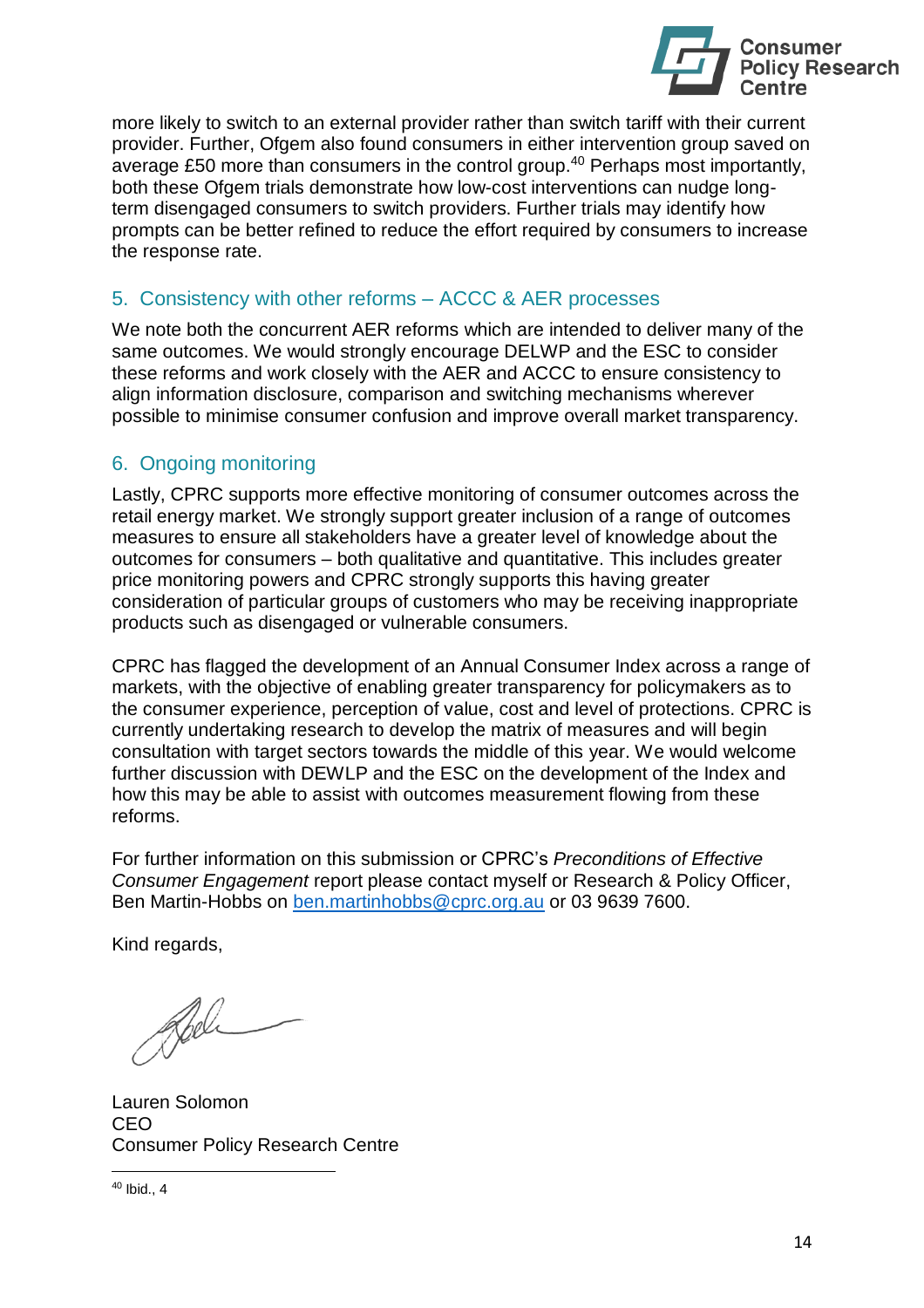more likely to switch to an external provider rather than switch tariff with their current provider. Further, Ofgem also found consumers in either intervention group saved on average £50 more than consumers in the control group.[40] Perhaps most importantly, both these Ofgem trials demonstrate how low-cost interventions can nudge long-term disengaged consumers to switch providers. Further trials may identify how prompts can be better refined to reduce the effort required by consumers to increase the response rate.

## 5. Consistency with other reforms – ACCC & AER processes

We note both the concurrent AER reforms which are intended to deliver many of the same outcomes. We would strongly encourage DELWP and the ESC to consider these reforms and work closely with the AER and ACCC to ensure consistency to align information disclosure, comparison and switching mechanisms wherever possible to minimise consumer confusion and improve overall market transparency.

## 6. Ongoing monitoring

Lastly, CPRC supports more effective monitoring of consumer outcomes across the retail energy market. We strongly support greater inclusion of a range of outcomes measures to ensure all stakeholders have a greater level of knowledge about the outcomes for consumers – both qualitative and quantitative. This includes greater price monitoring powers and CPRC strongly supports this having greater consideration of particular groups of customers who may be receiving inappropriate products such as disengaged or vulnerable consumers.

CPRC has flagged the development of an Annual Consumer Index across a range of markets, with the objective of enabling greater transparency for policymakers as to the consumer experience, perception of value, cost and level of protections. CPRC is currently undertaking research to develop the matrix of measures and will begin consultation with target sectors towards the middle of this year. We would welcome further discussion with DEWLP and the ESC on the development of the Index and how this may be able to assist with outcomes measurement flowing from these reforms.

For further information on this submission or CPRC's *Preconditions of Effective Consumer Engagement* report please contact myself or Research & Policy Officer, Ben Martin-Hobbs on ben.martinhobbs@cprc.org.au or 03 9639 7600.

Kind regards,

Lauren Solomon
CEO
Consumer Policy Research Centre

[40] Ibid., 4